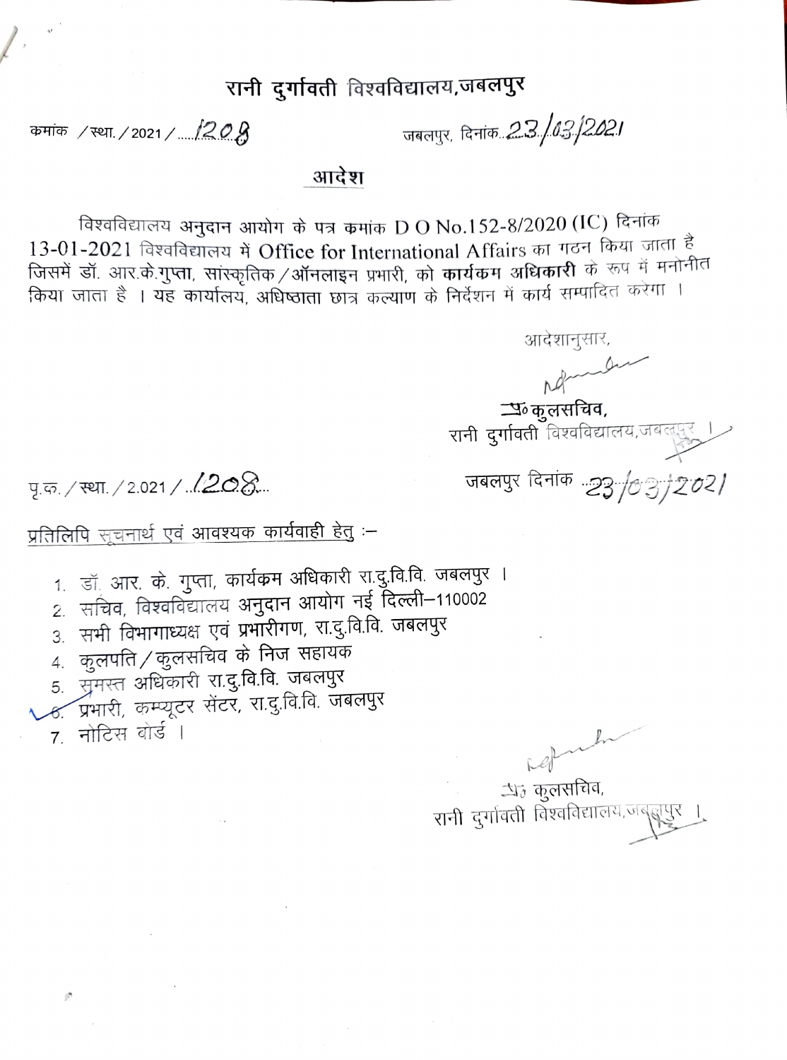# रानी दुर्गावती विश्वविद्यालय,जबलपुर

क्रमांक /स्था./2021/.....1208                                                    जबलपुर, दिनांक 23/03/2021

## आदेश

विश्वविद्यालय अनुदान आयोग के पत्र क्रमांक D O No.152-8/2020 (IC) दिनांक 13-01-2021 विश्वविद्यालय में Office for International Affairs का गठन किया जाता है जिसमें डॉ. आर.के.गुप्ता, सांस्कृतिक/ऑनलाइन प्रभारी, को **कार्यक्रम अधिकारी** के रूप में मनोनीत किया जाता है । यह कार्यालय, अधिष्ठाता छात्र कल्याण के निर्देशन में कार्य सम्पादित करेगा ।

आदेशानुसार,

प्र० कुलसचिव,
रानी दुर्गावती विश्वविद्यालय,जबलपुर ।

पृ.क्र./स्था./2.021/..1208...                                                    जबलपुर दिनांक 23/03/2021

प्रतिलिपि सूचनार्थ एवं आवश्यक कार्यवाही हेतु :-

1. डॉ. आर. के. गुप्ता, कार्यक्रम अधिकारी रा.दु.वि.वि. जबलपुर ।
2. सचिव, विश्वविद्यालय अनुदान आयोग नई दिल्ली-110002
3. सभी विभागाध्यक्ष एवं प्रभारीगण, रा.दु.वि.वि. जबलपुर
4. कुलपति/कुलसचिव के निज सहायक
5. समस्त अधिकारी रा.दु.वि.वि. जबलपुर
6. प्रभारी, कम्प्यूटर सेंटर, रा.दु.वि.वि. जबलपुर
7. नोटिस बोर्ड ।

प्र० कुलसचिव,
रानी दुर्गावती विश्वविद्यालय,जबलपुर ।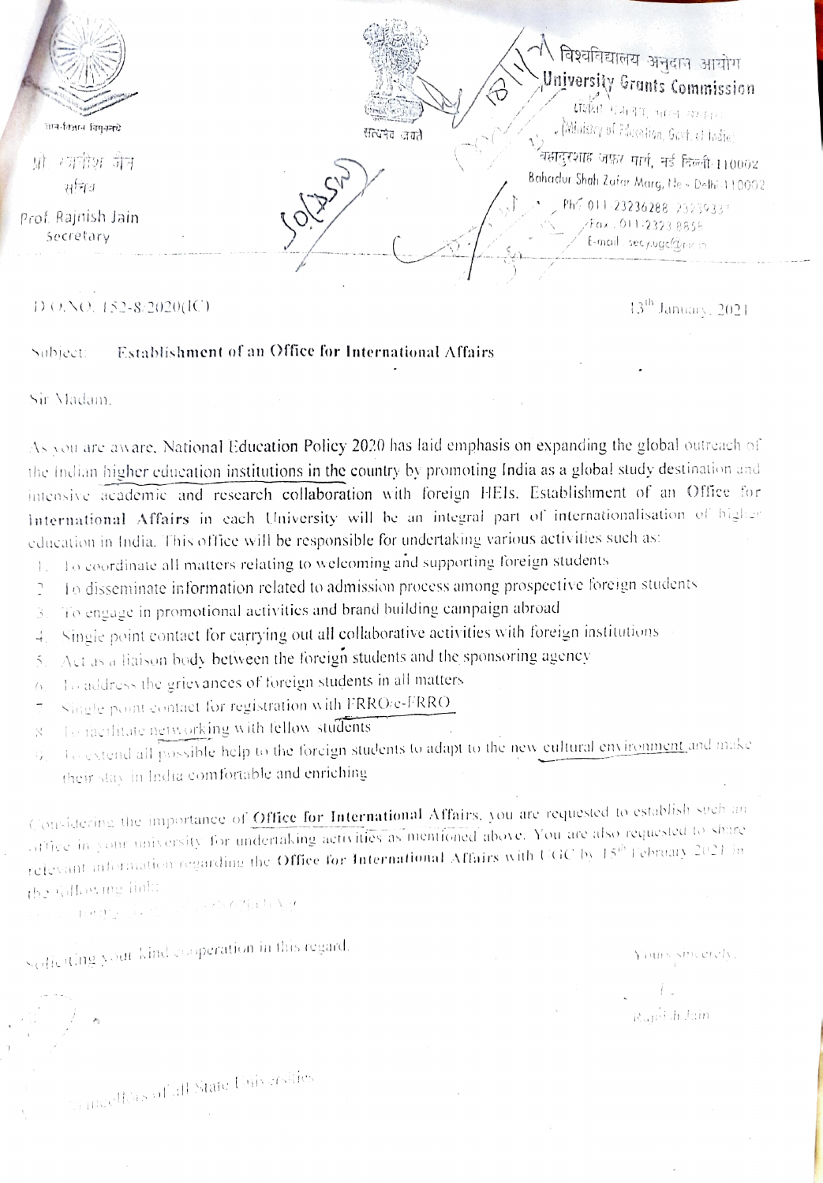ज्ञान-विज्ञान विमुक्तये

प्रो. रजनीश जैन
सचिव

Prof. Rajnish Jain
Secretary

सत्यमेव जयते

विश्वविद्यालय अनुदान आयोग
University Grants Commission
(शिक्षा मंत्रालय, भारत सरकार)
(Ministry of Education, Govt. of India)

बहादुरशाह ज़फ़र मार्ग, नई दिल्ली-110002
Bahadur Shah Zafar Marg, New Delhi-110002
Ph.: 011-23236288, 23239337
Fax: 011-2323 8858
E-mail: secy.ugc@nic.in

D.O.NO. 152-8/2020(IC)

13th January, 2021

Subject: **Establishment of an Office for International Affairs**

Sir/Madam,

As you are aware, National Education Policy 2020 has laid emphasis on expanding the global outreach of the Indian higher education institutions in the country by promoting India as a global study destination and intensive academic and research collaboration with foreign HEIs. Establishment of an Office for **International Affairs** in each University will be an integral part of internationalisation of higher education in India. This office will be responsible for undertaking various activities such as:

1. To coordinate all matters relating to welcoming and supporting foreign students
2. To disseminate information related to admission process among prospective foreign students
3. To engage in promotional activities and brand building campaign abroad
4. Single point contact for carrying out all collaborative activities with foreign institutions
5. Act as a liaison body between the foreign students and the sponsoring agency
6. To address the grievances of foreign students in all matters
7. Single point contact for registration with FRRO/e-FRRO
8. To facilitate networking with fellow students
9. To extend all possible help to the foreign students to adapt to the new cultural environment and make their stay in India comfortable and enriching

Considering the importance of **Office for International** Affairs, you are requested to establish such an office in your university for undertaking activities as mentioned above. You are also requested to share relevant information regarding the **Office for International Affairs** with UGC by 15th February 2021 in the following link:

Soliciting your kind cooperation in this regard.

Yours sincerely,

(Rajnish Jain)

The Vice-Chancellors of all State Universities